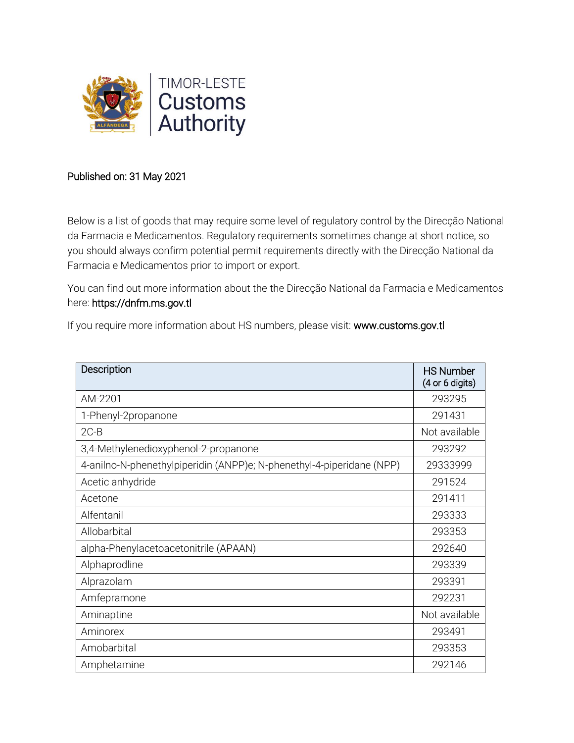# TIMOR-LESTE Customs Authority

Published on: 31 May 2021

Below is a list of goods that may require some level of regulatory control by the Direcção National da Farmacia e Medicamentos. Regulatory requirements sometimes change at short notice, so you should always confirm potential permit requirements directly with the Direcção National da Farmacia e Medicamentos prior to import or export.

You can find out more information about the the Direcção National da Farmacia e Medicamentos here: https://dnfm.ms.gov.tl

If you require more information about HS numbers, please visit: www.customs.gov.tl

| Description | HS Number (4 or 6 digits) |
|---|---|
| AM-2201 | 293295 |
| 1-Phenyl-2propanone | 291431 |
| 2C-B | Not available |
| 3,4-Methylenedioxyphenol-2-propanone | 293292 |
| 4-anilno-N-phenethylpiperidin (ANPP)e; N-phenethyl-4-piperidane (NPP) | 29333999 |
| Acetic anhydride | 291524 |
| Acetone | 291411 |
| Alfentanil | 293333 |
| Allobarbital | 293353 |
| alpha-Phenylacetoacetonitrile (APAAN) | 292640 |
| Alphaprodline | 293339 |
| Alprazolam | 293391 |
| Amfepramone | 292231 |
| Aminaptine | Not available |
| Aminorex | 293491 |
| Amobarbital | 293353 |
| Amphetamine | 292146 |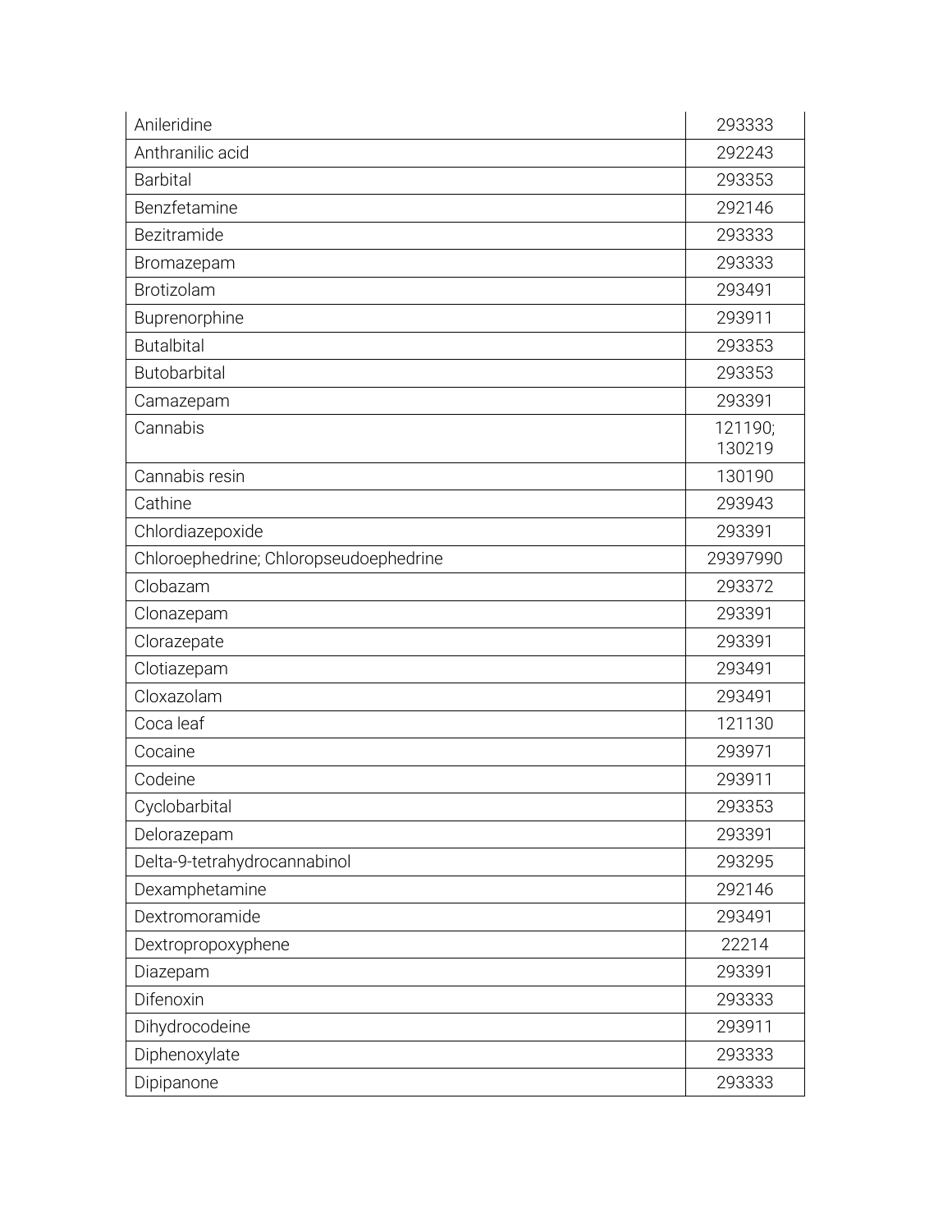| | |
|---|---|
| Anileridine | 293333 |
| Anthranilic acid | 292243 |
| Barbital | 293353 |
| Benzfetamine | 292146 |
| Bezitramide | 293333 |
| Bromazepam | 293333 |
| Brotizolam | 293491 |
| Buprenorphine | 293911 |
| Butalbital | 293353 |
| Butobarbital | 293353 |
| Camazepam | 293391 |
| Cannabis | 121190; 130219 |
| Cannabis resin | 130190 |
| Cathine | 293943 |
| Chlordiazepoxide | 293391 |
| Chloroephedrine; Chloropseudoephedrine | 29397990 |
| Clobazam | 293372 |
| Clonazepam | 293391 |
| Clorazepate | 293391 |
| Clotiazepam | 293491 |
| Cloxazolam | 293491 |
| Coca leaf | 121130 |
| Cocaine | 293971 |
| Codeine | 293911 |
| Cyclobarbital | 293353 |
| Delorazepam | 293391 |
| Delta-9-tetrahydrocannabinol | 293295 |
| Dexamphetamine | 292146 |
| Dextromoramide | 293491 |
| Dextropropoxyphene | 22214 |
| Diazepam | 293391 |
| Difenoxin | 293333 |
| Dihydrocodeine | 293911 |
| Diphenoxylate | 293333 |
| Dipipanone | 293333 |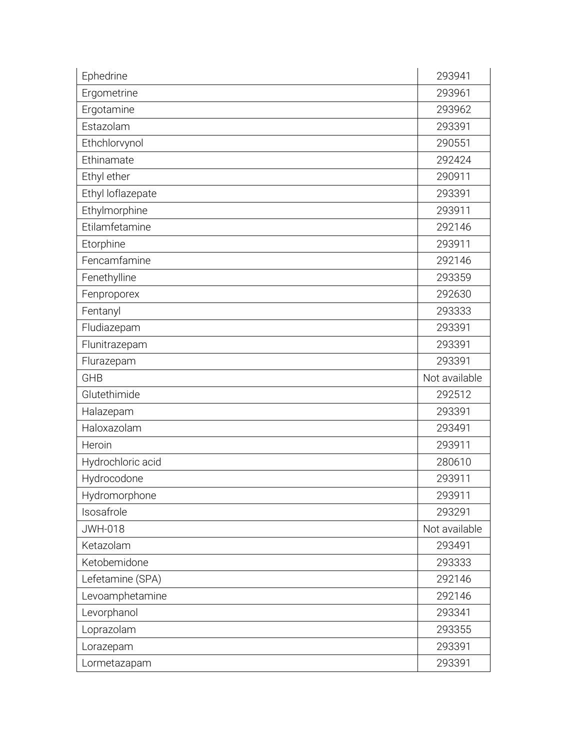| Ephedrine | 293941 |
|---|---|
| Ergometrine | 293961 |
| Ergotamine | 293962 |
| Estazolam | 293391 |
| Ethchlorvynol | 290551 |
| Ethinamate | 292424 |
| Ethyl ether | 290911 |
| Ethyl loflazepate | 293391 |
| Ethylmorphine | 293911 |
| Etilamfetamine | 292146 |
| Etorphine | 293911 |
| Fencamfamine | 292146 |
| Fenethylline | 293359 |
| Fenproporex | 292630 |
| Fentanyl | 293333 |
| Fludiazepam | 293391 |
| Flunitrazepam | 293391 |
| Flurazepam | 293391 |
| GHB | Not available |
| Glutethimide | 292512 |
| Halazepam | 293391 |
| Haloxazolam | 293491 |
| Heroin | 293911 |
| Hydrochloric acid | 280610 |
| Hydrocodone | 293911 |
| Hydromorphone | 293911 |
| Isosafrole | 293291 |
| JWH-018 | Not available |
| Ketazolam | 293491 |
| Ketobemidone | 293333 |
| Lefetamine (SPA) | 292146 |
| Levoamphetamine | 292146 |
| Levorphanol | 293341 |
| Loprazolam | 293355 |
| Lorazepam | 293391 |
| Lormetazapam | 293391 |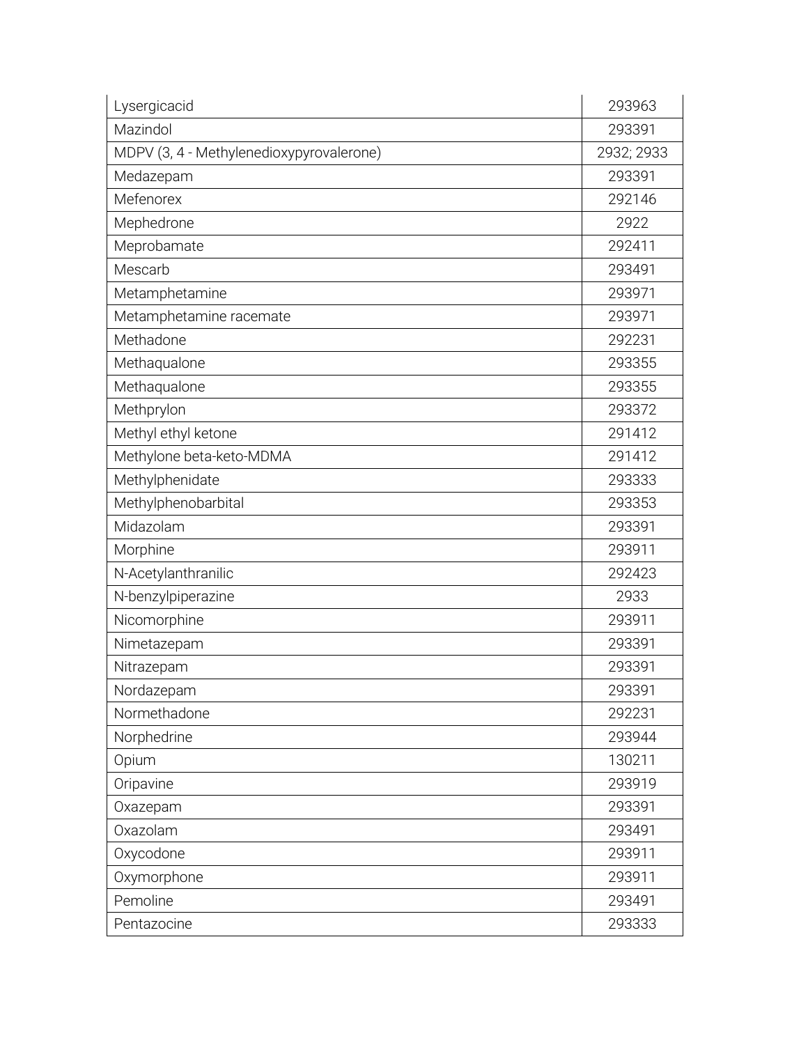| Lysergicacid | 293963 |
|---|---|
| Mazindol | 293391 |
| MDPV (3, 4 - Methylenedioxypyrovalerone) | 2932; 2933 |
| Medazepam | 293391 |
| Mefenorex | 292146 |
| Mephedrone | 2922 |
| Meprobamate | 292411 |
| Mescarb | 293491 |
| Metamphetamine | 293971 |
| Metamphetamine racemate | 293971 |
| Methadone | 292231 |
| Methaqualone | 293355 |
| Methaqualone | 293355 |
| Methprylon | 293372 |
| Methyl ethyl ketone | 291412 |
| Methylone beta-keto-MDMA | 291412 |
| Methylphenidate | 293333 |
| Methylphenobarbital | 293353 |
| Midazolam | 293391 |
| Morphine | 293911 |
| N-Acetylanthranilic | 292423 |
| N-benzylpiperazine | 2933 |
| Nicomorphine | 293911 |
| Nimetazepam | 293391 |
| Nitrazepam | 293391 |
| Nordazepam | 293391 |
| Normethadone | 292231 |
| Norphedrine | 293944 |
| Opium | 130211 |
| Oripavine | 293919 |
| Oxazepam | 293391 |
| Oxazolam | 293491 |
| Oxycodone | 293911 |
| Oxymorphone | 293911 |
| Pemoline | 293491 |
| Pentazocine | 293333 |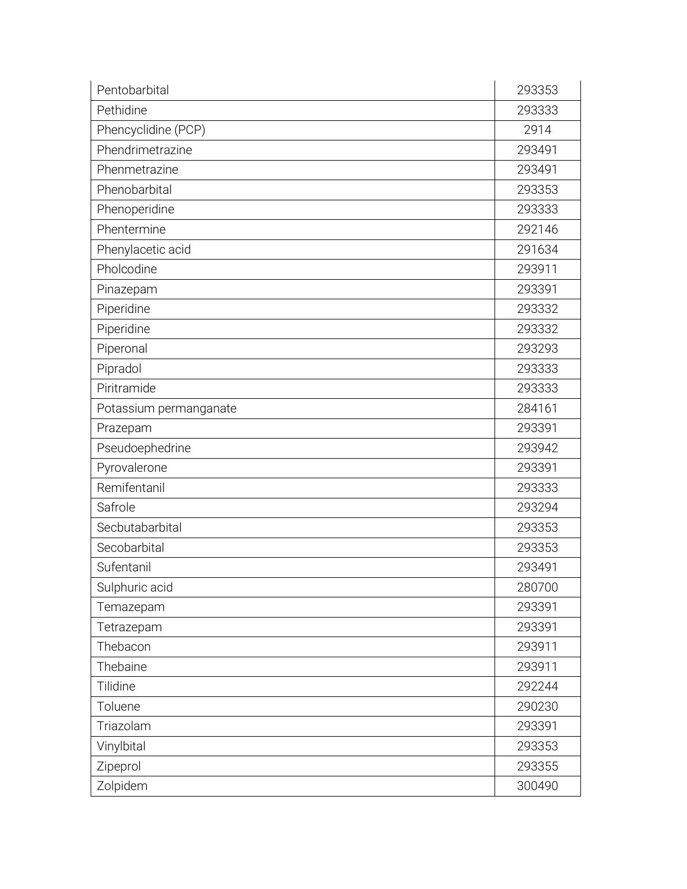| | |
|---|---|
| Pentobarbital | 293353 |
| Pethidine | 293333 |
| Phencyclidine (PCP) | 2914 |
| Phendrimetrazine | 293491 |
| Phenmetrazine | 293491 |
| Phenobarbital | 293353 |
| Phenoperidine | 293333 |
| Phentermine | 292146 |
| Phenylacetic acid | 291634 |
| Pholcodine | 293911 |
| Pinazepam | 293391 |
| Piperidine | 293332 |
| Piperidine | 293332 |
| Piperonal | 293293 |
| Pipradol | 293333 |
| Piritramide | 293333 |
| Potassium permanganate | 284161 |
| Prazepam | 293391 |
| Pseudoephedrine | 293942 |
| Pyrovalerone | 293391 |
| Remifentanil | 293333 |
| Safrole | 293294 |
| Secbutabarbital | 293353 |
| Secobarbital | 293353 |
| Sufentanil | 293491 |
| Sulphuric acid | 280700 |
| Temazepam | 293391 |
| Tetrazepam | 293391 |
| Thebacon | 293911 |
| Thebaine | 293911 |
| Tilidine | 292244 |
| Toluene | 290230 |
| Triazolam | 293391 |
| Vinylbital | 293353 |
| Zipeprol | 293355 |
| Zolpidem | 300490 |